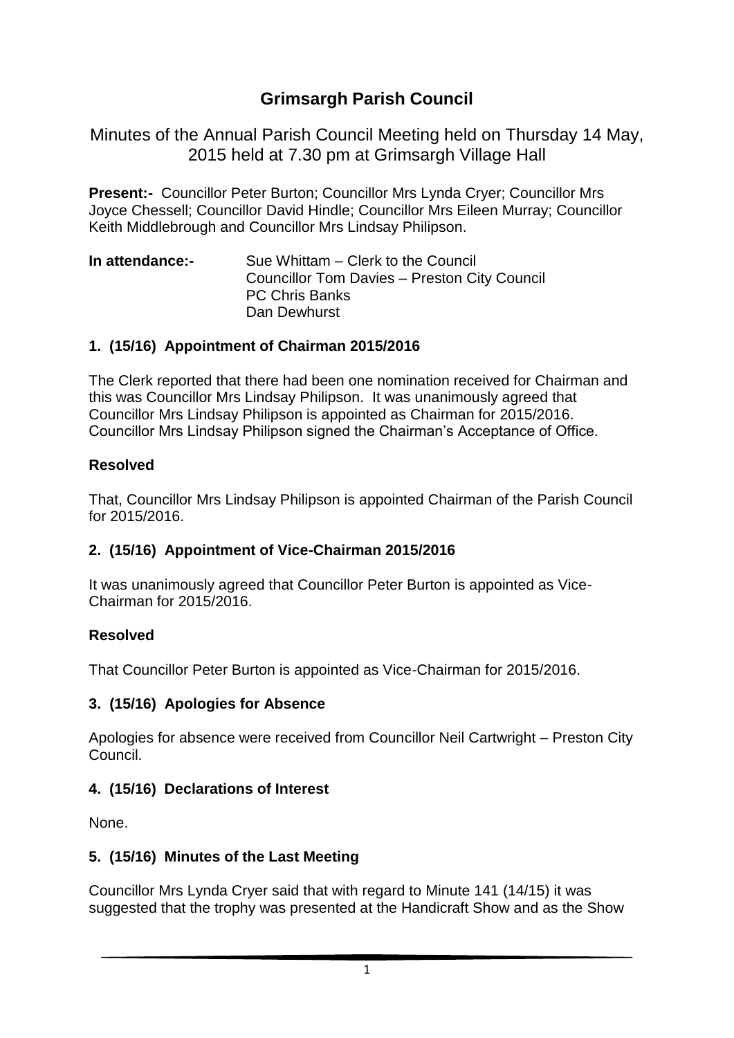# Grimsargh Parish Council

Minutes of the Annual Parish Council Meeting held on Thursday 14 May, 2015 held at 7.30 pm at Grimsargh Village Hall

**Present:-** Councillor Peter Burton; Councillor Mrs Lynda Cryer; Councillor Mrs Joyce Chessell; Councillor David Hindle; Councillor Mrs Eileen Murray; Councillor Keith Middlebrough and Councillor Mrs Lindsay Philipson.

**In attendance:-** Sue Whittam – Clerk to the Council
Councillor Tom Davies – Preston City Council
PC Chris Banks
Dan Dewhurst

### 1. (15/16) Appointment of Chairman 2015/2016

The Clerk reported that there had been one nomination received for Chairman and this was Councillor Mrs Lindsay Philipson. It was unanimously agreed that Councillor Mrs Lindsay Philipson is appointed as Chairman for 2015/2016. Councillor Mrs Lindsay Philipson signed the Chairman's Acceptance of Office.

**Resolved**

That, Councillor Mrs Lindsay Philipson is appointed Chairman of the Parish Council for 2015/2016.

### 2. (15/16) Appointment of Vice-Chairman 2015/2016

It was unanimously agreed that Councillor Peter Burton is appointed as Vice-Chairman for 2015/2016.

**Resolved**

That Councillor Peter Burton is appointed as Vice-Chairman for 2015/2016.

### 3. (15/16) Apologies for Absence

Apologies for absence were received from Councillor Neil Cartwright – Preston City Council.

### 4. (15/16) Declarations of Interest

None.

### 5. (15/16) Minutes of the Last Meeting

Councillor Mrs Lynda Cryer said that with regard to Minute 141 (14/15) it was suggested that the trophy was presented at the Handicraft Show and as the Show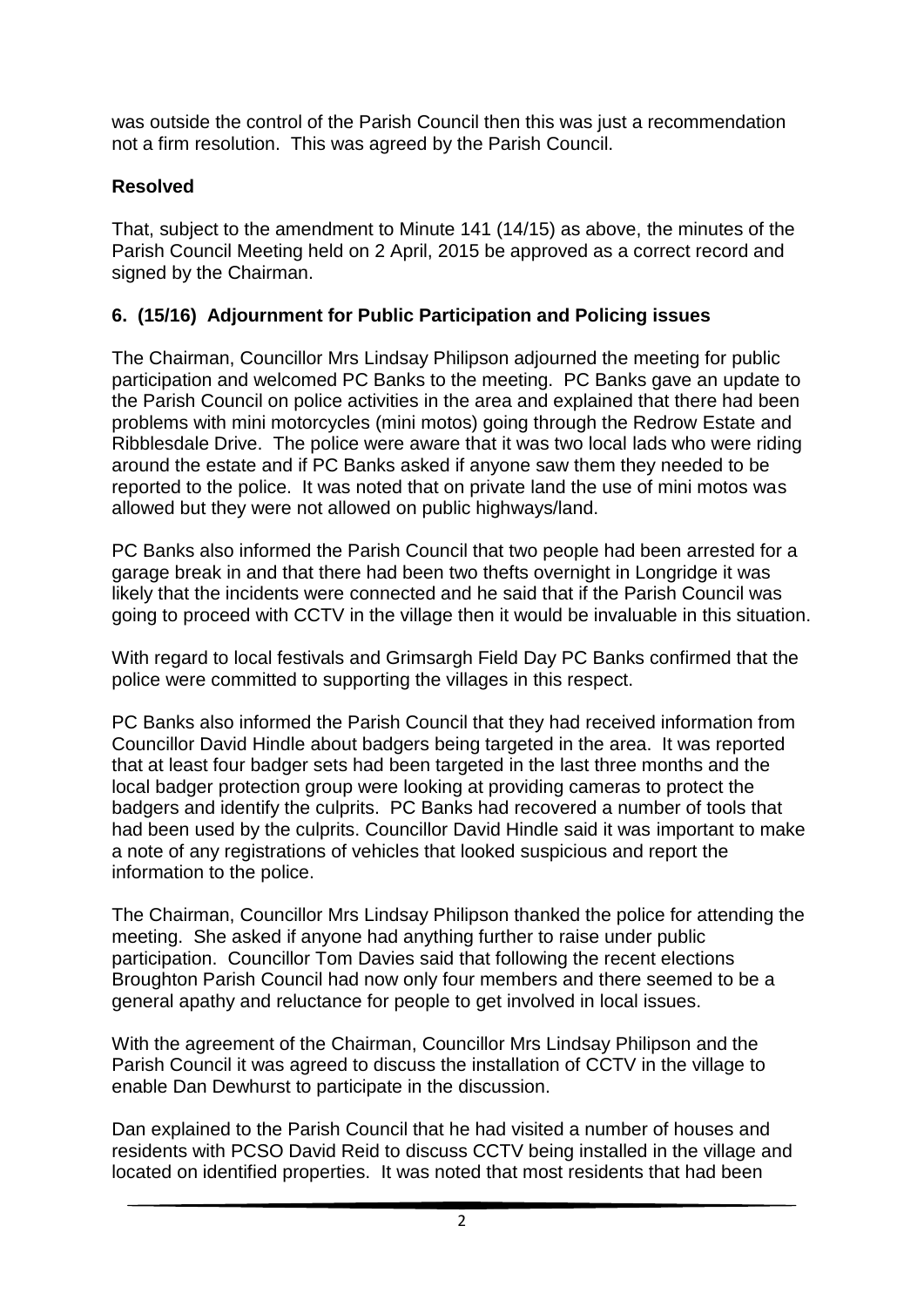was outside the control of the Parish Council then this was just a recommendation not a firm resolution. This was agreed by the Parish Council.

**Resolved**

That, subject to the amendment to Minute 141 (14/15) as above, the minutes of the Parish Council Meeting held on 2 April, 2015 be approved as a correct record and signed by the Chairman.

## 6. (15/16) Adjournment for Public Participation and Policing issues

The Chairman, Councillor Mrs Lindsay Philipson adjourned the meeting for public participation and welcomed PC Banks to the meeting. PC Banks gave an update to the Parish Council on police activities in the area and explained that there had been problems with mini motorcycles (mini motos) going through the Redrow Estate and Ribblesdale Drive. The police were aware that it was two local lads who were riding around the estate and if PC Banks asked if anyone saw them they needed to be reported to the police. It was noted that on private land the use of mini motos was allowed but they were not allowed on public highways/land.

PC Banks also informed the Parish Council that two people had been arrested for a garage break in and that there had been two thefts overnight in Longridge it was likely that the incidents were connected and he said that if the Parish Council was going to proceed with CCTV in the village then it would be invaluable in this situation.

With regard to local festivals and Grimsargh Field Day PC Banks confirmed that the police were committed to supporting the villages in this respect.

PC Banks also informed the Parish Council that they had received information from Councillor David Hindle about badgers being targeted in the area. It was reported that at least four badger sets had been targeted in the last three months and the local badger protection group were looking at providing cameras to protect the badgers and identify the culprits. PC Banks had recovered a number of tools that had been used by the culprits. Councillor David Hindle said it was important to make a note of any registrations of vehicles that looked suspicious and report the information to the police.

The Chairman, Councillor Mrs Lindsay Philipson thanked the police for attending the meeting. She asked if anyone had anything further to raise under public participation. Councillor Tom Davies said that following the recent elections Broughton Parish Council had now only four members and there seemed to be a general apathy and reluctance for people to get involved in local issues.

With the agreement of the Chairman, Councillor Mrs Lindsay Philipson and the Parish Council it was agreed to discuss the installation of CCTV in the village to enable Dan Dewhurst to participate in the discussion.

Dan explained to the Parish Council that he had visited a number of houses and residents with PCSO David Reid to discuss CCTV being installed in the village and located on identified properties. It was noted that most residents that had been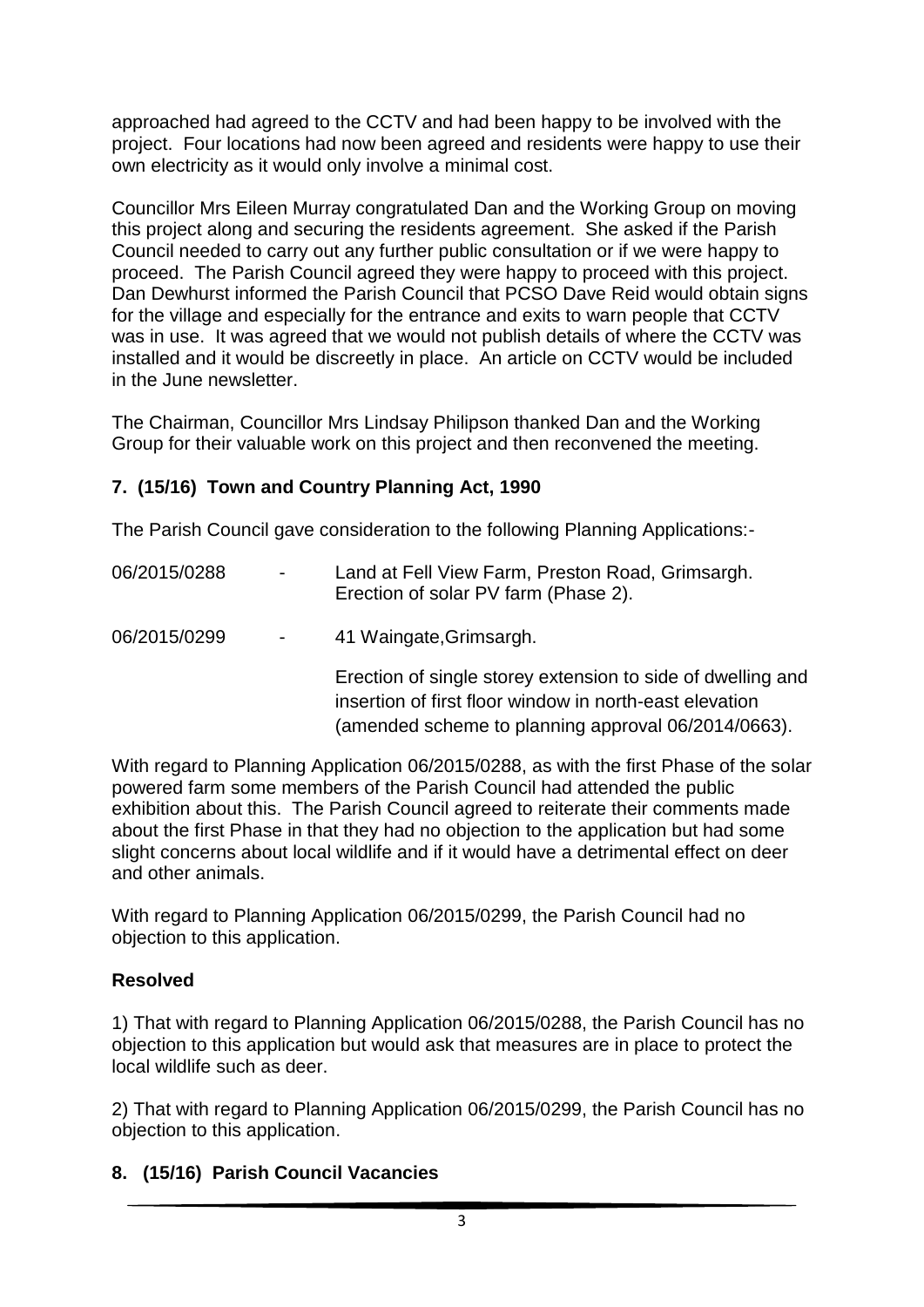approached had agreed to the CCTV and had been happy to be involved with the project. Four locations had now been agreed and residents were happy to use their own electricity as it would only involve a minimal cost.

Councillor Mrs Eileen Murray congratulated Dan and the Working Group on moving this project along and securing the residents agreement. She asked if the Parish Council needed to carry out any further public consultation or if we were happy to proceed. The Parish Council agreed they were happy to proceed with this project. Dan Dewhurst informed the Parish Council that PCSO Dave Reid would obtain signs for the village and especially for the entrance and exits to warn people that CCTV was in use. It was agreed that we would not publish details of where the CCTV was installed and it would be discreetly in place. An article on CCTV would be included in the June newsletter.

The Chairman, Councillor Mrs Lindsay Philipson thanked Dan and the Working Group for their valuable work on this project and then reconvened the meeting.

## 7. (15/16) Town and Country Planning Act, 1990

The Parish Council gave consideration to the following Planning Applications:-

| | | |
|---|---|---|
| 06/2015/0288 | - | Land at Fell View Farm, Preston Road, Grimsargh. Erection of solar PV farm (Phase 2). |
| 06/2015/0299 | - | 41 Waingate,Grimsargh.<br><br>Erection of single storey extension to side of dwelling and insertion of first floor window in north-east elevation (amended scheme to planning approval 06/2014/0663). |

With regard to Planning Application 06/2015/0288, as with the first Phase of the solar powered farm some members of the Parish Council had attended the public exhibition about this. The Parish Council agreed to reiterate their comments made about the first Phase in that they had no objection to the application but had some slight concerns about local wildlife and if it would have a detrimental effect on deer and other animals.

With regard to Planning Application 06/2015/0299, the Parish Council had no objection to this application.

**Resolved**

1) That with regard to Planning Application 06/2015/0288, the Parish Council has no objection to this application but would ask that measures are in place to protect the local wildlife such as deer.

2) That with regard to Planning Application 06/2015/0299, the Parish Council has no objection to this application.

## 8. (15/16) Parish Council Vacancies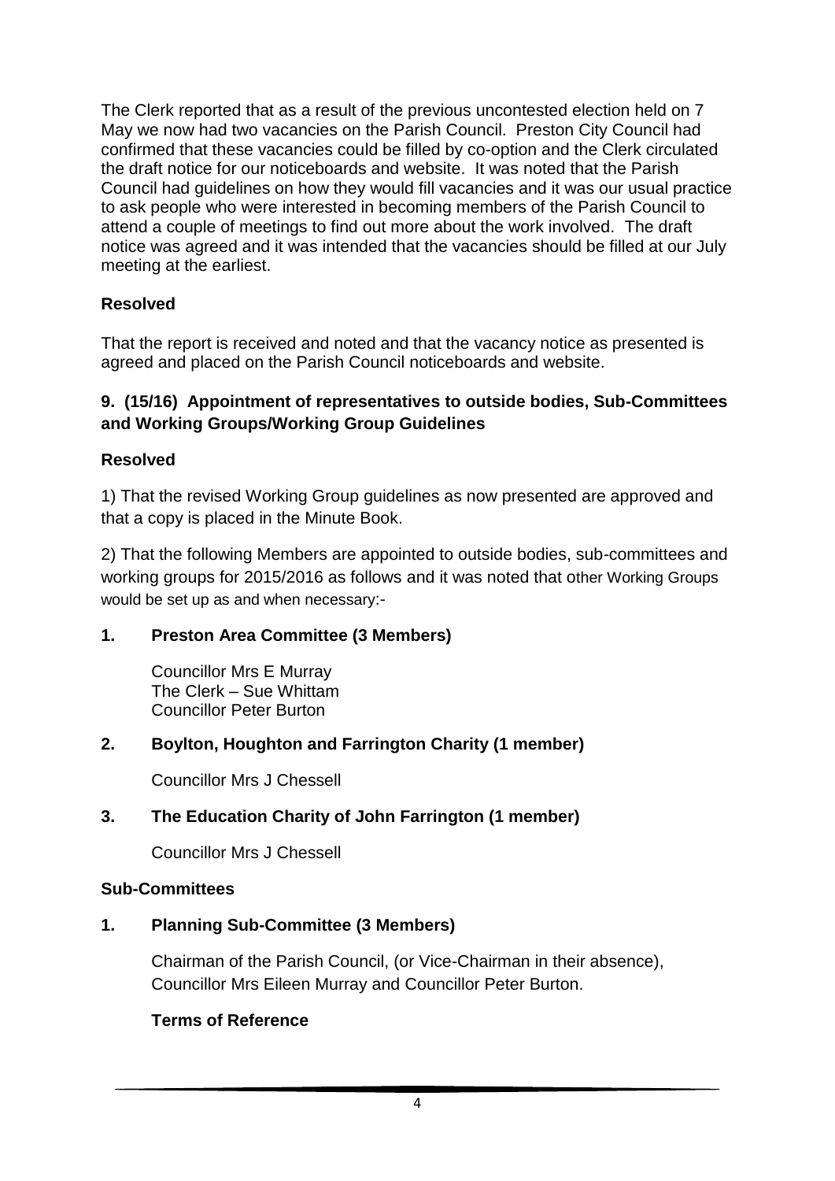The Clerk reported that as a result of the previous uncontested election held on 7 May we now had two vacancies on the Parish Council. Preston City Council had confirmed that these vacancies could be filled by co-option and the Clerk circulated the draft notice for our noticeboards and website. It was noted that the Parish Council had guidelines on how they would fill vacancies and it was our usual practice to ask people who were interested in becoming members of the Parish Council to attend a couple of meetings to find out more about the work involved. The draft notice was agreed and it was intended that the vacancies should be filled at our July meeting at the earliest.

**Resolved**

That the report is received and noted and that the vacancy notice as presented is agreed and placed on the Parish Council noticeboards and website.

## 9. (15/16) Appointment of representatives to outside bodies, Sub-Committees and Working Groups/Working Group Guidelines

**Resolved**

1) That the revised Working Group guidelines as now presented are approved and that a copy is placed in the Minute Book.

2) That the following Members are appointed to outside bodies, sub-committees and working groups for 2015/2016 as follows and it was noted that other Working Groups would be set up as and when necessary:-

**1. Preston Area Committee (3 Members)**

Councillor Mrs E Murray
The Clerk – Sue Whittam
Councillor Peter Burton

**2. Boylton, Houghton and Farrington Charity (1 member)**

Councillor Mrs J Chessell

**3. The Education Charity of John Farrington (1 member)**

Councillor Mrs J Chessell

**Sub-Committees**

**1. Planning Sub-Committee (3 Members)**

Chairman of the Parish Council, (or Vice-Chairman in their absence), Councillor Mrs Eileen Murray and Councillor Peter Burton.

**Terms of Reference**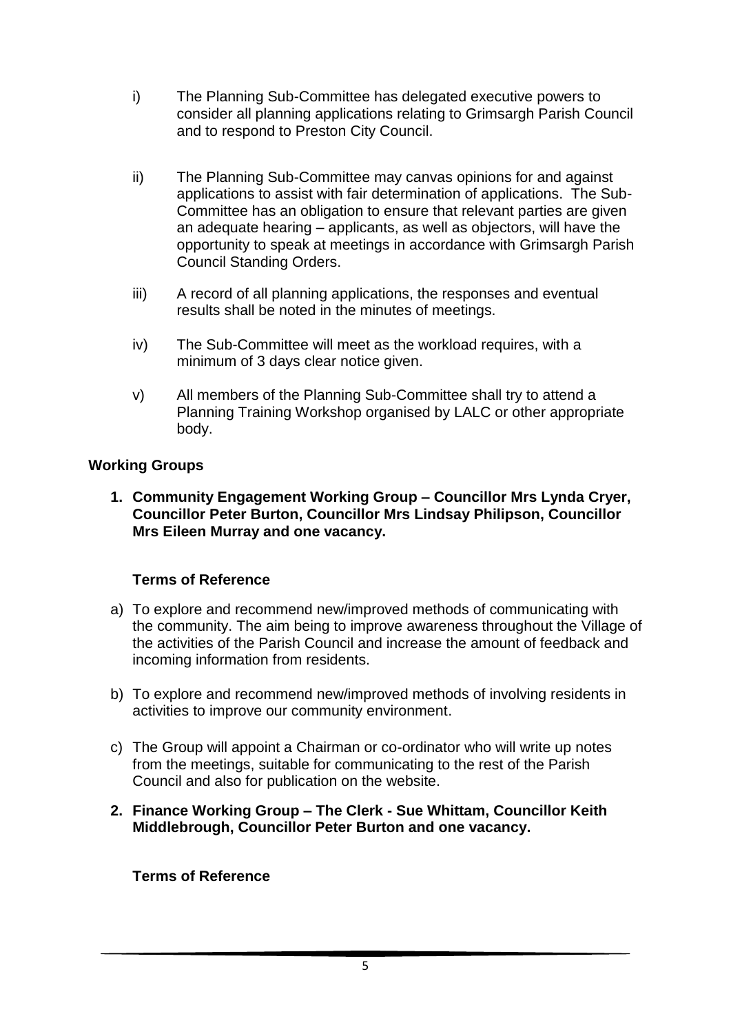i) The Planning Sub-Committee has delegated executive powers to consider all planning applications relating to Grimsargh Parish Council and to respond to Preston City Council.

ii) The Planning Sub-Committee may canvas opinions for and against applications to assist with fair determination of applications. The Sub-Committee has an obligation to ensure that relevant parties are given an adequate hearing – applicants, as well as objectors, will have the opportunity to speak at meetings in accordance with Grimsargh Parish Council Standing Orders.

iii) A record of all planning applications, the responses and eventual results shall be noted in the minutes of meetings.

iv) The Sub-Committee will meet as the workload requires, with a minimum of 3 days clear notice given.

v) All members of the Planning Sub-Committee shall try to attend a Planning Training Workshop organised by LALC or other appropriate body.

## Working Groups

**1. Community Engagement Working Group – Councillor Mrs Lynda Cryer, Councillor Peter Burton, Councillor Mrs Lindsay Philipson, Councillor Mrs Eileen Murray and one vacancy.**

### Terms of Reference

a) To explore and recommend new/improved methods of communicating with the community. The aim being to improve awareness throughout the Village of the activities of the Parish Council and increase the amount of feedback and incoming information from residents.

b) To explore and recommend new/improved methods of involving residents in activities to improve our community environment.

c) The Group will appoint a Chairman or co-ordinator who will write up notes from the meetings, suitable for communicating to the rest of the Parish Council and also for publication on the website.

**2. Finance Working Group – The Clerk - Sue Whittam, Councillor Keith Middlebrough, Councillor Peter Burton and one vacancy.**

### Terms of Reference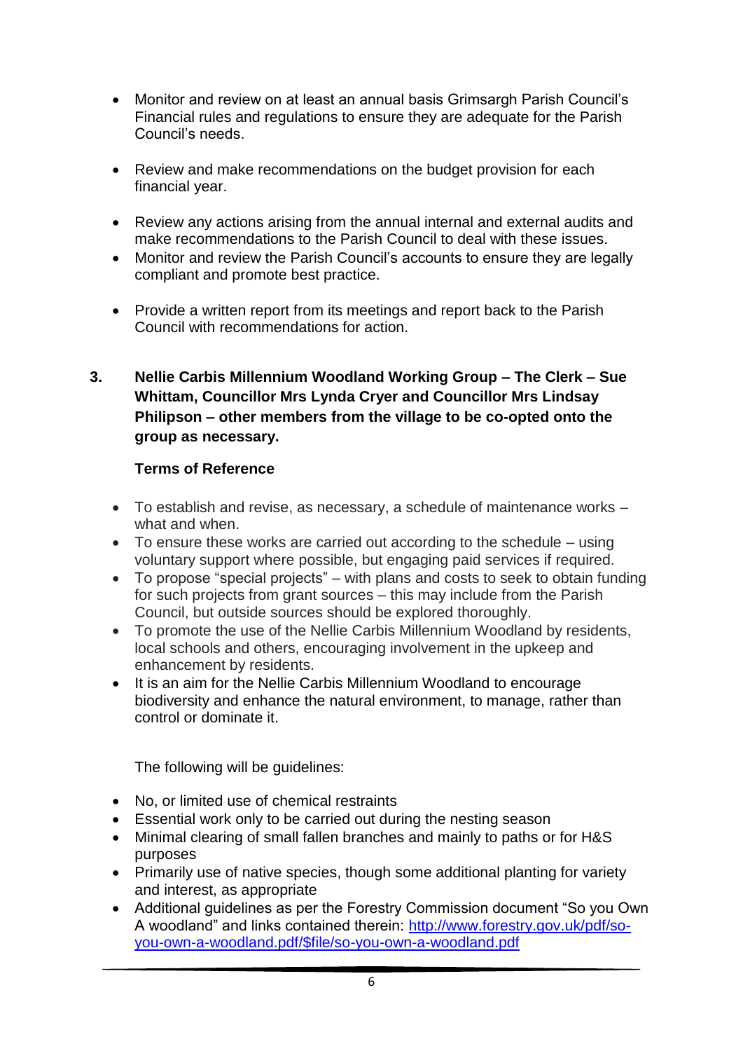- Monitor and review on at least an annual basis Grimsargh Parish Council's Financial rules and regulations to ensure they are adequate for the Parish Council's needs.

- Review and make recommendations on the budget provision for each financial year.

- Review any actions arising from the annual internal and external audits and make recommendations to the Parish Council to deal with these issues.
- Monitor and review the Parish Council's accounts to ensure they are legally compliant and promote best practice.

- Provide a written report from its meetings and report back to the Parish Council with recommendations for action.

**3. Nellie Carbis Millennium Woodland Working Group – The Clerk – Sue Whittam, Councillor Mrs Lynda Cryer and Councillor Mrs Lindsay Philipson – other members from the village to be co-opted onto the group as necessary.**

**Terms of Reference**

- To establish and revise, as necessary, a schedule of maintenance works – what and when.
- To ensure these works are carried out according to the schedule – using voluntary support where possible, but engaging paid services if required.
- To propose "special projects" – with plans and costs to seek to obtain funding for such projects from grant sources – this may include from the Parish Council, but outside sources should be explored thoroughly.
- To promote the use of the Nellie Carbis Millennium Woodland by residents, local schools and others, encouraging involvement in the upkeep and enhancement by residents.
- It is an aim for the Nellie Carbis Millennium Woodland to encourage biodiversity and enhance the natural environment, to manage, rather than control or dominate it.

The following will be guidelines:

- No, or limited use of chemical restraints
- Essential work only to be carried out during the nesting season
- Minimal clearing of small fallen branches and mainly to paths or for H&S purposes
- Primarily use of native species, though some additional planting for variety and interest, as appropriate
- Additional guidelines as per the Forestry Commission document "So you Own A woodland" and links contained therein: [http://www.forestry.gov.uk/pdf/so-you-own-a-woodland.pdf/$file/so-you-own-a-woodland.pdf](http://www.forestry.gov.uk/pdf/so-you-own-a-woodland.pdf/$file/so-you-own-a-woodland.pdf)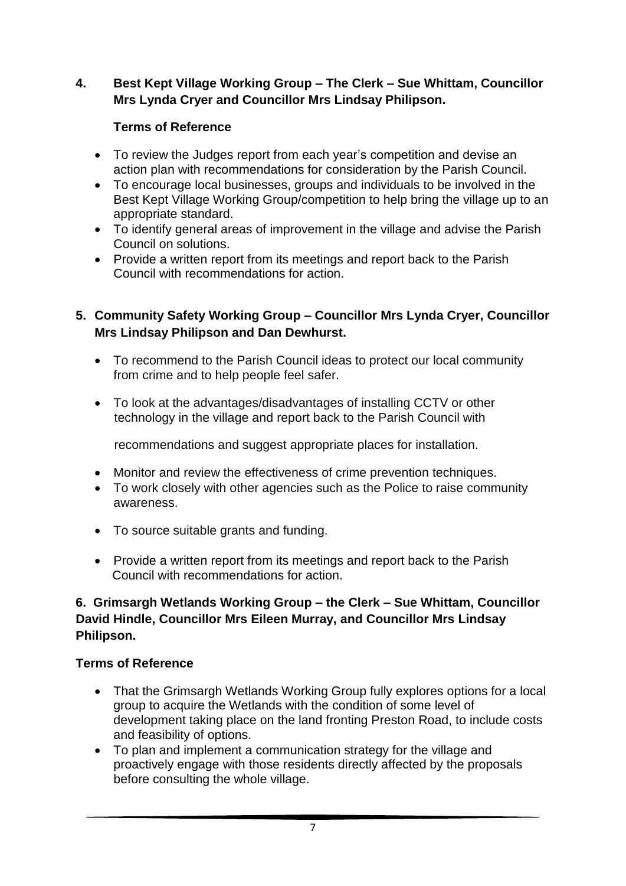**4. Best Kept Village Working Group – The Clerk – Sue Whittam, Councillor Mrs Lynda Cryer and Councillor Mrs Lindsay Philipson.**

**Terms of Reference**

- To review the Judges report from each year's competition and devise an action plan with recommendations for consideration by the Parish Council.
- To encourage local businesses, groups and individuals to be involved in the Best Kept Village Working Group/competition to help bring the village up to an appropriate standard.
- To identify general areas of improvement in the village and advise the Parish Council on solutions.
- Provide a written report from its meetings and report back to the Parish Council with recommendations for action.

**5. Community Safety Working Group – Councillor Mrs Lynda Cryer, Councillor Mrs Lindsay Philipson and Dan Dewhurst.**

- To recommend to the Parish Council ideas to protect our local community from crime and to help people feel safer.
- To look at the advantages/disadvantages of installing CCTV or other technology in the village and report back to the Parish Council with recommendations and suggest appropriate places for installation.
- Monitor and review the effectiveness of crime prevention techniques.
- To work closely with other agencies such as the Police to raise community awareness.
- To source suitable grants and funding.
- Provide a written report from its meetings and report back to the Parish Council with recommendations for action.

**6. Grimsargh Wetlands Working Group – the Clerk – Sue Whittam, Councillor David Hindle, Councillor Mrs Eileen Murray, and Councillor Mrs Lindsay Philipson.**

**Terms of Reference**

- That the Grimsargh Wetlands Working Group fully explores options for a local group to acquire the Wetlands with the condition of some level of development taking place on the land fronting Preston Road, to include costs and feasibility of options.
- To plan and implement a communication strategy for the village and proactively engage with those residents directly affected by the proposals before consulting the whole village.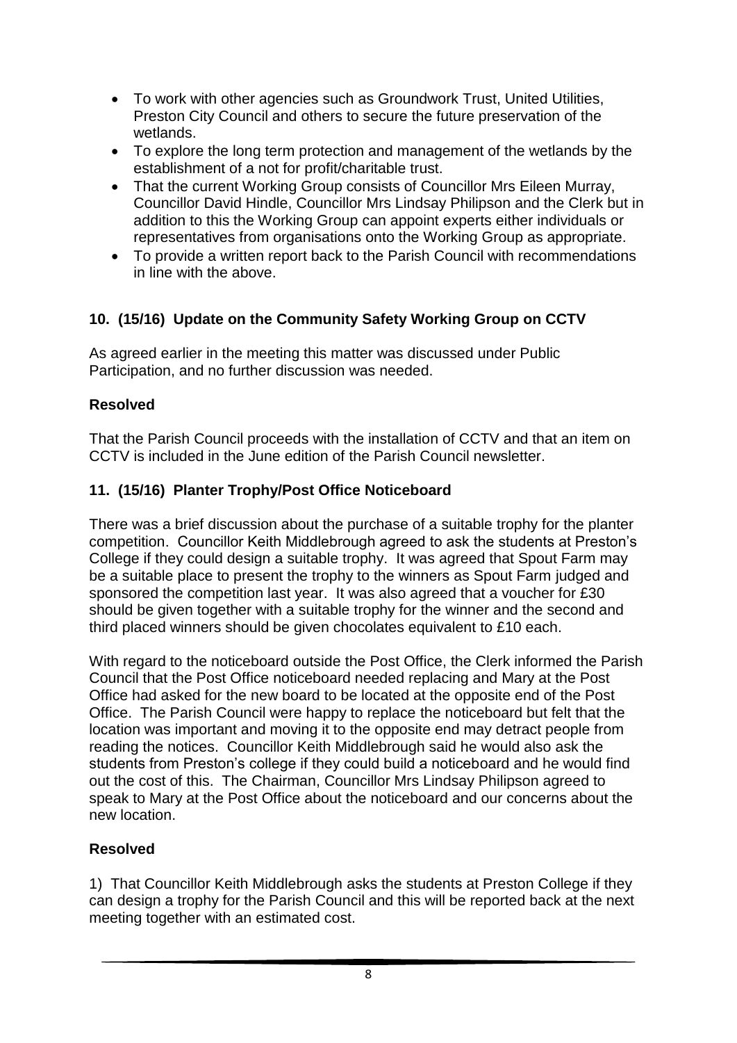- To work with other agencies such as Groundwork Trust, United Utilities, Preston City Council and others to secure the future preservation of the wetlands.
- To explore the long term protection and management of the wetlands by the establishment of a not for profit/charitable trust.
- That the current Working Group consists of Councillor Mrs Eileen Murray, Councillor David Hindle, Councillor Mrs Lindsay Philipson and the Clerk but in addition to this the Working Group can appoint experts either individuals or representatives from organisations onto the Working Group as appropriate.
- To provide a written report back to the Parish Council with recommendations in line with the above.

### 10. (15/16) Update on the Community Safety Working Group on CCTV

As agreed earlier in the meeting this matter was discussed under Public Participation, and no further discussion was needed.

**Resolved**

That the Parish Council proceeds with the installation of CCTV and that an item on CCTV is included in the June edition of the Parish Council newsletter.

### 11. (15/16) Planter Trophy/Post Office Noticeboard

There was a brief discussion about the purchase of a suitable trophy for the planter competition. Councillor Keith Middlebrough agreed to ask the students at Preston's College if they could design a suitable trophy. It was agreed that Spout Farm may be a suitable place to present the trophy to the winners as Spout Farm judged and sponsored the competition last year. It was also agreed that a voucher for £30 should be given together with a suitable trophy for the winner and the second and third placed winners should be given chocolates equivalent to £10 each.

With regard to the noticeboard outside the Post Office, the Clerk informed the Parish Council that the Post Office noticeboard needed replacing and Mary at the Post Office had asked for the new board to be located at the opposite end of the Post Office. The Parish Council were happy to replace the noticeboard but felt that the location was important and moving it to the opposite end may detract people from reading the notices. Councillor Keith Middlebrough said he would also ask the students from Preston's college if they could build a noticeboard and he would find out the cost of this. The Chairman, Councillor Mrs Lindsay Philipson agreed to speak to Mary at the Post Office about the noticeboard and our concerns about the new location.

**Resolved**

1) That Councillor Keith Middlebrough asks the students at Preston College if they can design a trophy for the Parish Council and this will be reported back at the next meeting together with an estimated cost.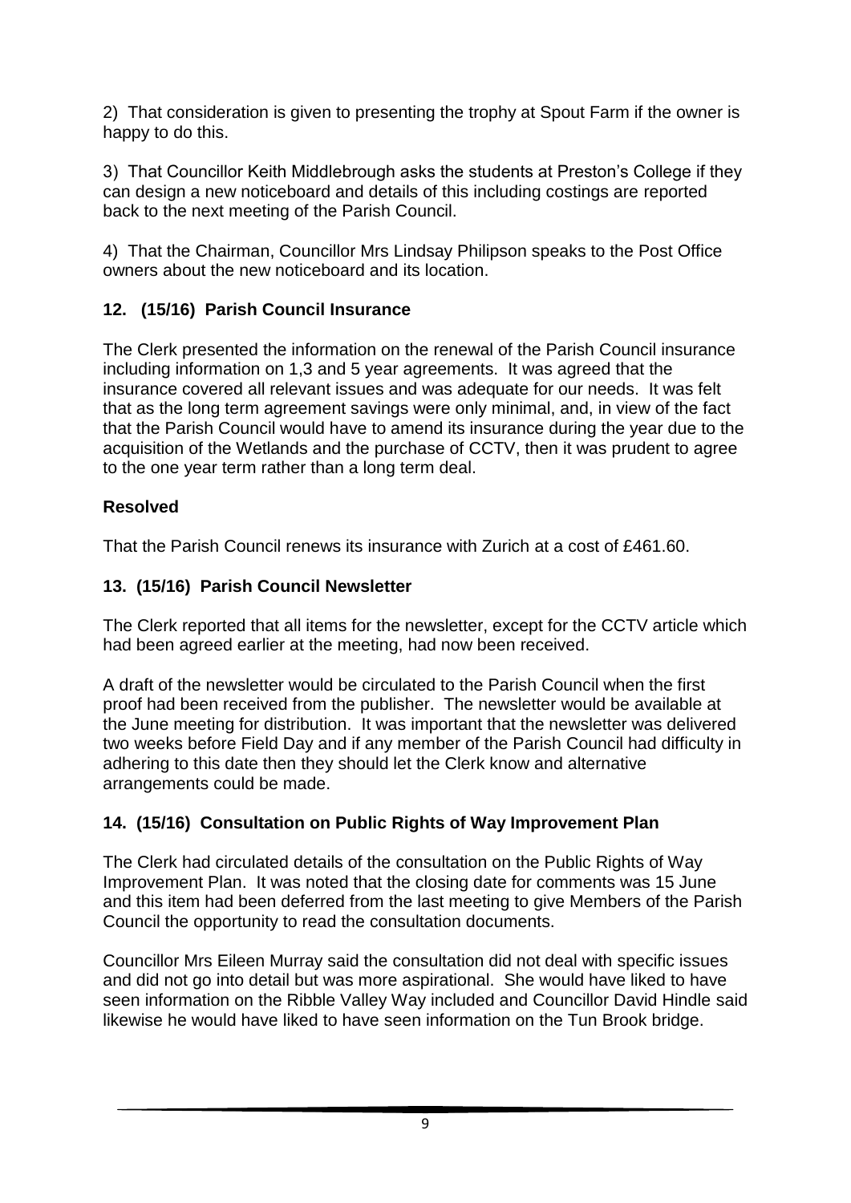2) That consideration is given to presenting the trophy at Spout Farm if the owner is happy to do this.

3) That Councillor Keith Middlebrough asks the students at Preston's College if they can design a new noticeboard and details of this including costings are reported back to the next meeting of the Parish Council.

4) That the Chairman, Councillor Mrs Lindsay Philipson speaks to the Post Office owners about the new noticeboard and its location.

## 12. (15/16) Parish Council Insurance

The Clerk presented the information on the renewal of the Parish Council insurance including information on 1,3 and 5 year agreements. It was agreed that the insurance covered all relevant issues and was adequate for our needs. It was felt that as the long term agreement savings were only minimal, and, in view of the fact that the Parish Council would have to amend its insurance during the year due to the acquisition of the Wetlands and the purchase of CCTV, then it was prudent to agree to the one year term rather than a long term deal.

**Resolved**

That the Parish Council renews its insurance with Zurich at a cost of £461.60.

## 13. (15/16) Parish Council Newsletter

The Clerk reported that all items for the newsletter, except for the CCTV article which had been agreed earlier at the meeting, had now been received.

A draft of the newsletter would be circulated to the Parish Council when the first proof had been received from the publisher. The newsletter would be available at the June meeting for distribution. It was important that the newsletter was delivered two weeks before Field Day and if any member of the Parish Council had difficulty in adhering to this date then they should let the Clerk know and alternative arrangements could be made.

## 14. (15/16) Consultation on Public Rights of Way Improvement Plan

The Clerk had circulated details of the consultation on the Public Rights of Way Improvement Plan. It was noted that the closing date for comments was 15 June and this item had been deferred from the last meeting to give Members of the Parish Council the opportunity to read the consultation documents.

Councillor Mrs Eileen Murray said the consultation did not deal with specific issues and did not go into detail but was more aspirational. She would have liked to have seen information on the Ribble Valley Way included and Councillor David Hindle said likewise he would have liked to have seen information on the Tun Brook bridge.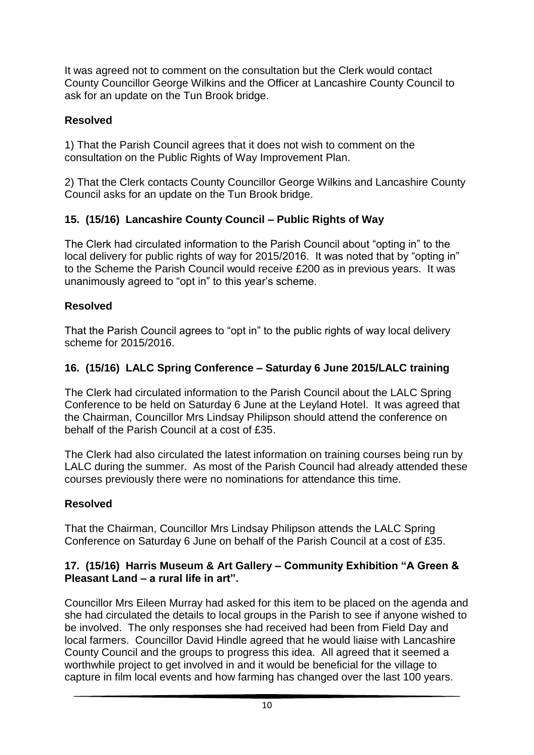It was agreed not to comment on the consultation but the Clerk would contact County Councillor George Wilkins and the Officer at Lancashire County Council to ask for an update on the Tun Brook bridge.

**Resolved**

1) That the Parish Council agrees that it does not wish to comment on the consultation on the Public Rights of Way Improvement Plan.

2) That the Clerk contacts County Councillor George Wilkins and Lancashire County Council asks for an update on the Tun Brook bridge.

### 15. (15/16) Lancashire County Council – Public Rights of Way

The Clerk had circulated information to the Parish Council about "opting in" to the local delivery for public rights of way for 2015/2016. It was noted that by "opting in" to the Scheme the Parish Council would receive £200 as in previous years. It was unanimously agreed to "opt in" to this year's scheme.

**Resolved**

That the Parish Council agrees to "opt in" to the public rights of way local delivery scheme for 2015/2016.

### 16. (15/16) LALC Spring Conference – Saturday 6 June 2015/LALC training

The Clerk had circulated information to the Parish Council about the LALC Spring Conference to be held on Saturday 6 June at the Leyland Hotel. It was agreed that the Chairman, Councillor Mrs Lindsay Philipson should attend the conference on behalf of the Parish Council at a cost of £35.

The Clerk had also circulated the latest information on training courses being run by LALC during the summer. As most of the Parish Council had already attended these courses previously there were no nominations for attendance this time.

**Resolved**

That the Chairman, Councillor Mrs Lindsay Philipson attends the LALC Spring Conference on Saturday 6 June on behalf of the Parish Council at a cost of £35.

### 17. (15/16) Harris Museum & Art Gallery – Community Exhibition "A Green & Pleasant Land – a rural life in art".

Councillor Mrs Eileen Murray had asked for this item to be placed on the agenda and she had circulated the details to local groups in the Parish to see if anyone wished to be involved. The only responses she had received had been from Field Day and local farmers. Councillor David Hindle agreed that he would liaise with Lancashire County Council and the groups to progress this idea. All agreed that it seemed a worthwhile project to get involved in and it would be beneficial for the village to capture in film local events and how farming has changed over the last 100 years.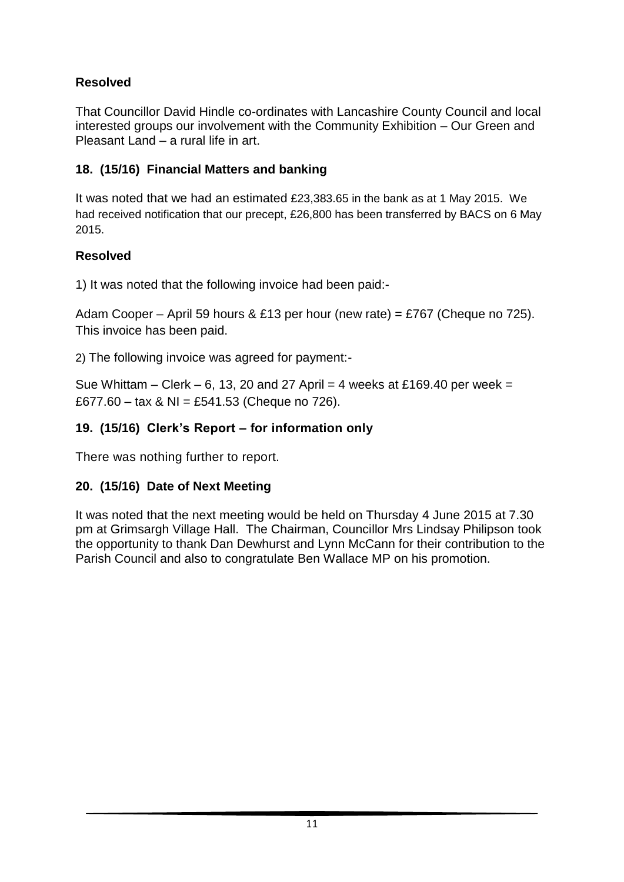**Resolved**

That Councillor David Hindle co-ordinates with Lancashire County Council and local interested groups our involvement with the Community Exhibition – Our Green and Pleasant Land – a rural life in art.

## 18. (15/16) Financial Matters and banking

It was noted that we had an estimated £23,383.65 in the bank as at 1 May 2015. We had received notification that our precept, £26,800 has been transferred by BACS on 6 May 2015.

**Resolved**

1) It was noted that the following invoice had been paid:-

Adam Cooper – April 59 hours & £13 per hour (new rate) = £767 (Cheque no 725). This invoice has been paid.

2) The following invoice was agreed for payment:-

Sue Whittam – Clerk – 6, 13, 20 and 27 April = 4 weeks at £169.40 per week = £677.60 – tax & NI = £541.53 (Cheque no 726).

## 19. (15/16) Clerk's Report – for information only

There was nothing further to report.

## 20. (15/16) Date of Next Meeting

It was noted that the next meeting would be held on Thursday 4 June 2015 at 7.30 pm at Grimsargh Village Hall. The Chairman, Councillor Mrs Lindsay Philipson took the opportunity to thank Dan Dewhurst and Lynn McCann for their contribution to the Parish Council and also to congratulate Ben Wallace MP on his promotion.